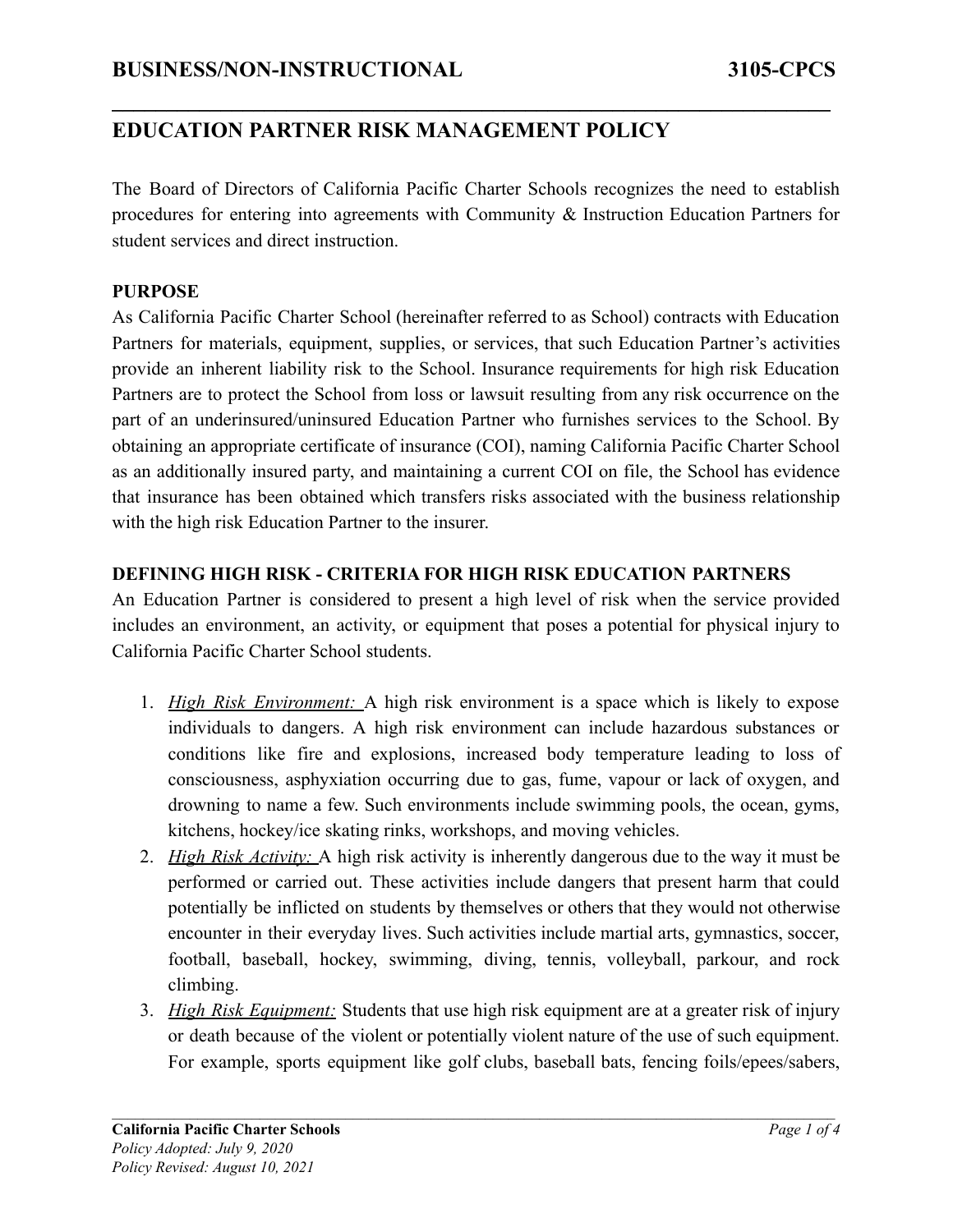# EDUCATION PARTNER RISK MANAGEMENT POLICY

The Board of Directors of California Pacific Charter Schools recognizes the need to establish procedures for entering into agreements with Community & Instruction Education Partners for student services and direct instruction.

## PURPOSE

As California Pacific Charter School (hereinafter referred to as School) contracts with Education Partners for materials, equipment, supplies, or services, that such Education Partner's activities provide an inherent liability risk to the School. Insurance requirements for high risk Education Partners are to protect the School from loss or lawsuit resulting from any risk occurrence on the part of an underinsured/uninsured Education Partner who furnishes services to the School. By obtaining an appropriate certificate of insurance (COI), naming California Pacific Charter School as an additionally insured party, and maintaining a current COI on file, the School has evidence that insurance has been obtained which transfers risks associated with the business relationship with the high risk Education Partner to the insurer.

## DEFINING HIGH RISK - CRITERIA FOR HIGH RISK EDUCATION PARTNERS

An Education Partner is considered to present a high level of risk when the service provided includes an environment, an activity, or equipment that poses a potential for physical injury to California Pacific Charter School students.

1. *High Risk Environment:* A high risk environment is a space which is likely to expose individuals to dangers. A high risk environment can include hazardous substances or conditions like fire and explosions, increased body temperature leading to loss of consciousness, asphyxiation occurring due to gas, fume, vapour or lack of oxygen, and drowning to name a few. Such environments include swimming pools, the ocean, gyms, kitchens, hockey/ice skating rinks, workshops, and moving vehicles.
2. *High Risk Activity:* A high risk activity is inherently dangerous due to the way it must be performed or carried out. These activities include dangers that present harm that could potentially be inflicted on students by themselves or others that they would not otherwise encounter in their everyday lives. Such activities include martial arts, gymnastics, soccer, football, baseball, hockey, swimming, diving, tennis, volleyball, parkour, and rock climbing.
3. *High Risk Equipment:* Students that use high risk equipment are at a greater risk of injury or death because of the violent or potentially violent nature of the use of such equipment. For example, sports equipment like golf clubs, baseball bats, fencing foils/epees/sabers,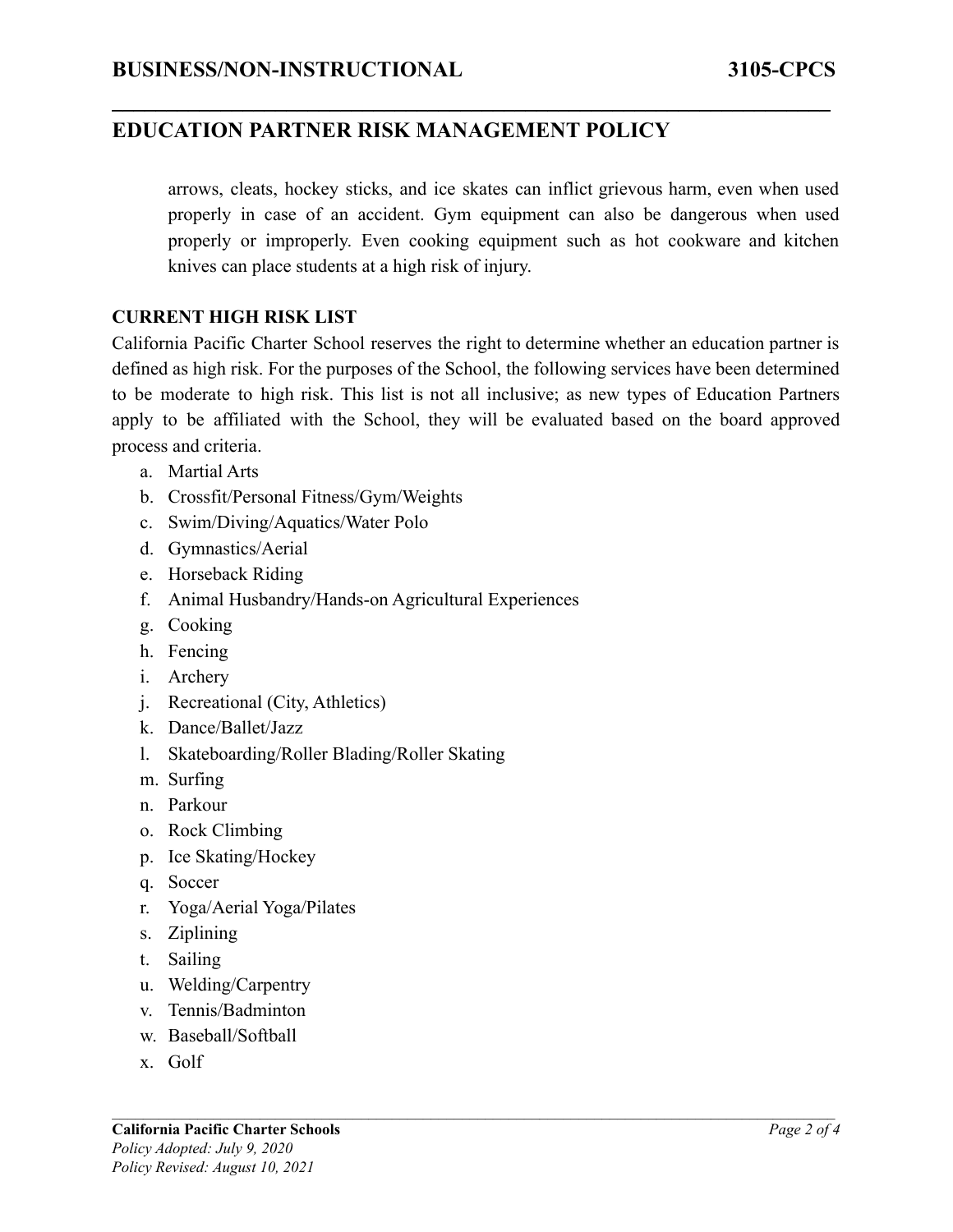arrows, cleats, hockey sticks, and ice skates can inflict grievous harm, even when used properly in case of an accident. Gym equipment can also be dangerous when used properly or improperly. Even cooking equipment such as hot cookware and kitchen knives can place students at a high risk of injury.

**CURRENT HIGH RISK LIST**

California Pacific Charter School reserves the right to determine whether an education partner is defined as high risk. For the purposes of the School, the following services have been determined to be moderate to high risk. This list is not all inclusive; as new types of Education Partners apply to be affiliated with the School, they will be evaluated based on the board approved process and criteria.

a. Martial Arts
b. Crossfit/Personal Fitness/Gym/Weights
c. Swim/Diving/Aquatics/Water Polo
d. Gymnastics/Aerial
e. Horseback Riding
f. Animal Husbandry/Hands-on Agricultural Experiences
g. Cooking
h. Fencing
i. Archery
j. Recreational (City, Athletics)
k. Dance/Ballet/Jazz
l. Skateboarding/Roller Blading/Roller Skating
m. Surfing
n. Parkour
o. Rock Climbing
p. Ice Skating/Hockey
q. Soccer
r. Yoga/Aerial Yoga/Pilates
s. Ziplining
t. Sailing
u. Welding/Carpentry
v. Tennis/Badminton
w. Baseball/Softball
x. Golf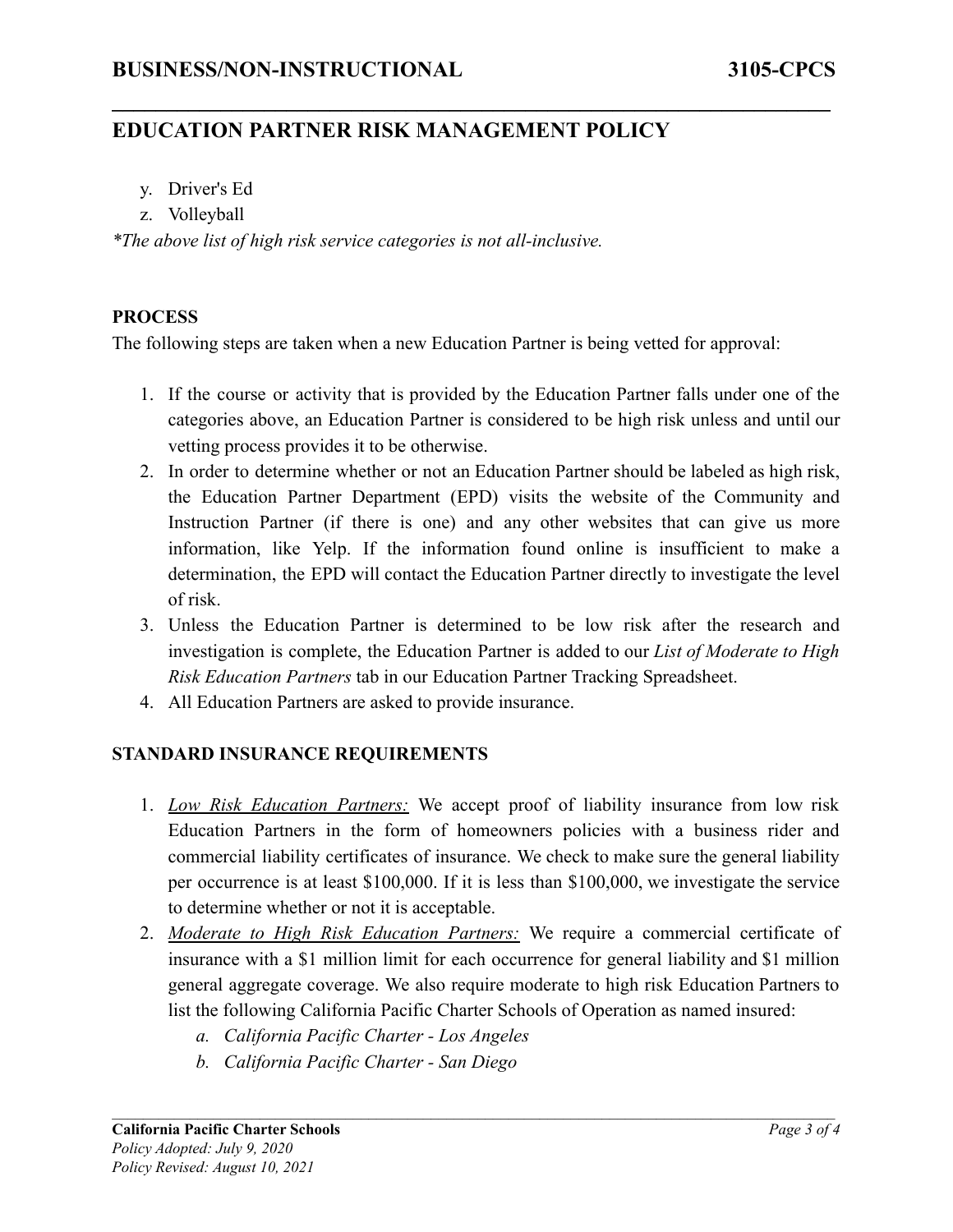y. Driver's Ed
z. Volleyball

*\*The above list of high risk service categories is not all-inclusive.*

**PROCESS**

The following steps are taken when a new Education Partner is being vetted for approval:

1. If the course or activity that is provided by the Education Partner falls under one of the categories above, an Education Partner is considered to be high risk unless and until our vetting process provides it to be otherwise.
2. In order to determine whether or not an Education Partner should be labeled as high risk, the Education Partner Department (EPD) visits the website of the Community and Instruction Partner (if there is one) and any other websites that can give us more information, like Yelp. If the information found online is insufficient to make a determination, the EPD will contact the Education Partner directly to investigate the level of risk.
3. Unless the Education Partner is determined to be low risk after the research and investigation is complete, the Education Partner is added to our *List of Moderate to High Risk Education Partners* tab in our Education Partner Tracking Spreadsheet.
4. All Education Partners are asked to provide insurance.

**STANDARD INSURANCE REQUIREMENTS**

1. *<u>Low Risk Education Partners:</u>* We accept proof of liability insurance from low risk Education Partners in the form of homeowners policies with a business rider and commercial liability certificates of insurance. We check to make sure the general liability per occurrence is at least $100,000. If it is less than $100,000, we investigate the service to determine whether or not it is acceptable.
2. *<u>Moderate to High Risk Education Partners:</u>* We require a commercial certificate of insurance with a $1 million limit for each occurrence for general liability and $1 million general aggregate coverage. We also require moderate to high risk Education Partners to list the following California Pacific Charter Schools of Operation as named insured:
   a. *California Pacific Charter - Los Angeles*
   b. *California Pacific Charter - San Diego*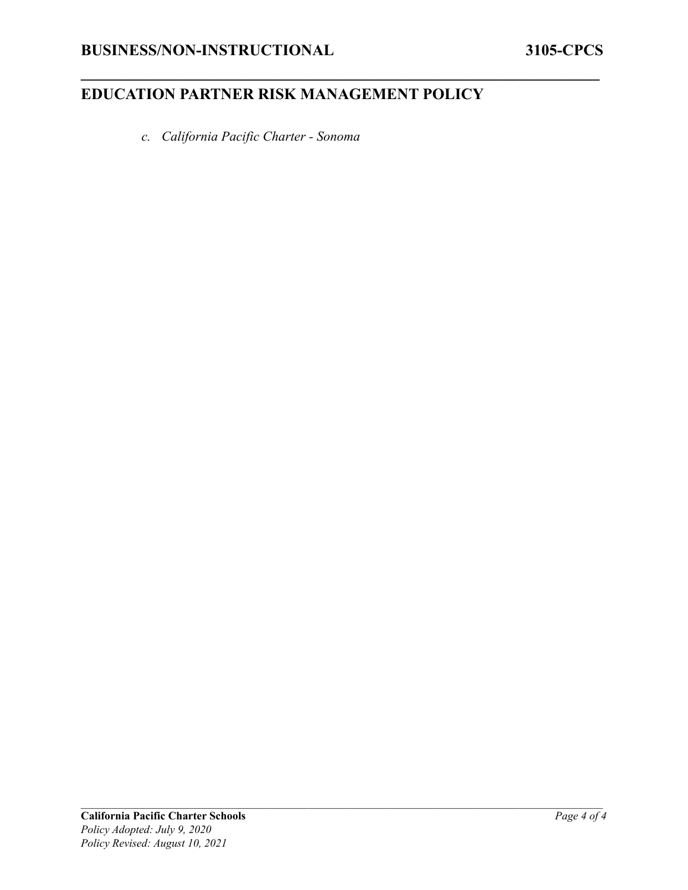*c. California Pacific Charter - Sonoma*